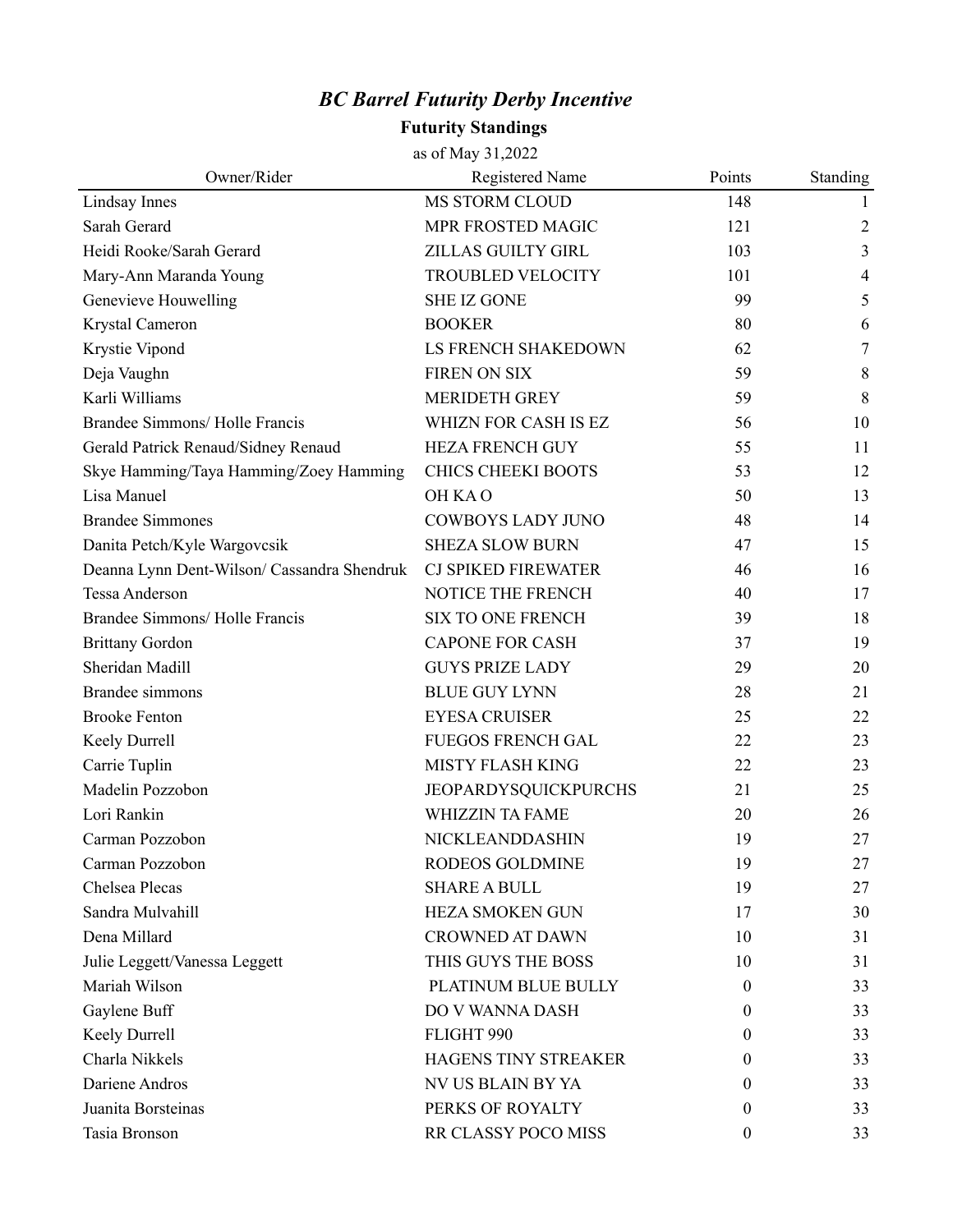# *BC Barrel Futurity Derby Incentive*

## Futurity Standings

as of May 31,2022

| Owner/Rider | Registered Name | Points | Standing |
|---|---|---|---|
| Lindsay Innes | MS STORM CLOUD | 148 | 1 |
| Sarah Gerard | MPR FROSTED MAGIC | 121 | 2 |
| Heidi Rooke/Sarah Gerard | ZILLAS GUILTY GIRL | 103 | 3 |
| Mary-Ann Maranda Young | TROUBLED VELOCITY | 101 | 4 |
| Genevieve Houwelling | SHE IZ GONE | 99 | 5 |
| Krystal Cameron | BOOKER | 80 | 6 |
| Krystie Vipond | LS FRENCH SHAKEDOWN | 62 | 7 |
| Deja Vaughn | FIREN ON SIX | 59 | 8 |
| Karli Williams | MERIDETH GREY | 59 | 8 |
| Brandee Simmons/ Holle Francis | WHIZN FOR CASH IS EZ | 56 | 10 |
| Gerald Patrick Renaud/Sidney Renaud | HEZA FRENCH GUY | 55 | 11 |
| Skye Hamming/Taya Hamming/Zoey Hamming | CHICS CHEEKI BOOTS | 53 | 12 |
| Lisa Manuel | OH KA O | 50 | 13 |
| Brandee Simmones | COWBOYS LADY JUNO | 48 | 14 |
| Danita Petch/Kyle Wargovcsik | SHEZA SLOW BURN | 47 | 15 |
| Deanna Lynn Dent-Wilson/ Cassandra Shendruk | CJ SPIKED FIREWATER | 46 | 16 |
| Tessa Anderson | NOTICE THE FRENCH | 40 | 17 |
| Brandee Simmons/ Holle Francis | SIX TO ONE FRENCH | 39 | 18 |
| Brittany Gordon | CAPONE FOR CASH | 37 | 19 |
| Sheridan Madill | GUYS PRIZE LADY | 29 | 20 |
| Brandee simmons | BLUE GUY LYNN | 28 | 21 |
| Brooke Fenton | EYESA CRUISER | 25 | 22 |
| Keely Durrell | FUEGOS FRENCH GAL | 22 | 23 |
| Carrie Tuplin | MISTY FLASH KING | 22 | 23 |
| Madelin Pozzobon | JEOPARDYSQUICKPURCHS | 21 | 25 |
| Lori Rankin | WHIZZIN TA FAME | 20 | 26 |
| Carman Pozzobon | NICKLEANDDASHIN | 19 | 27 |
| Carman Pozzobon | RODEOS GOLDMINE | 19 | 27 |
| Chelsea Plecas | SHARE A BULL | 19 | 27 |
| Sandra Mulvahill | HEZA SMOKEN GUN | 17 | 30 |
| Dena Millard | CROWNED AT DAWN | 10 | 31 |
| Julie Leggett/Vanessa Leggett | THIS GUYS THE BOSS | 10 | 31 |
| Mariah Wilson | PLATINUM BLUE BULLY | 0 | 33 |
| Gaylene Buff | DO V WANNA DASH | 0 | 33 |
| Keely Durrell | FLIGHT 990 | 0 | 33 |
| Charla Nikkels | HAGENS TINY STREAKER | 0 | 33 |
| Dariene Andros | NV US BLAIN BY YA | 0 | 33 |
| Juanita Borsteinas | PERKS OF ROYALTY | 0 | 33 |
| Tasia Bronson | RR CLASSY POCO MISS | 0 | 33 |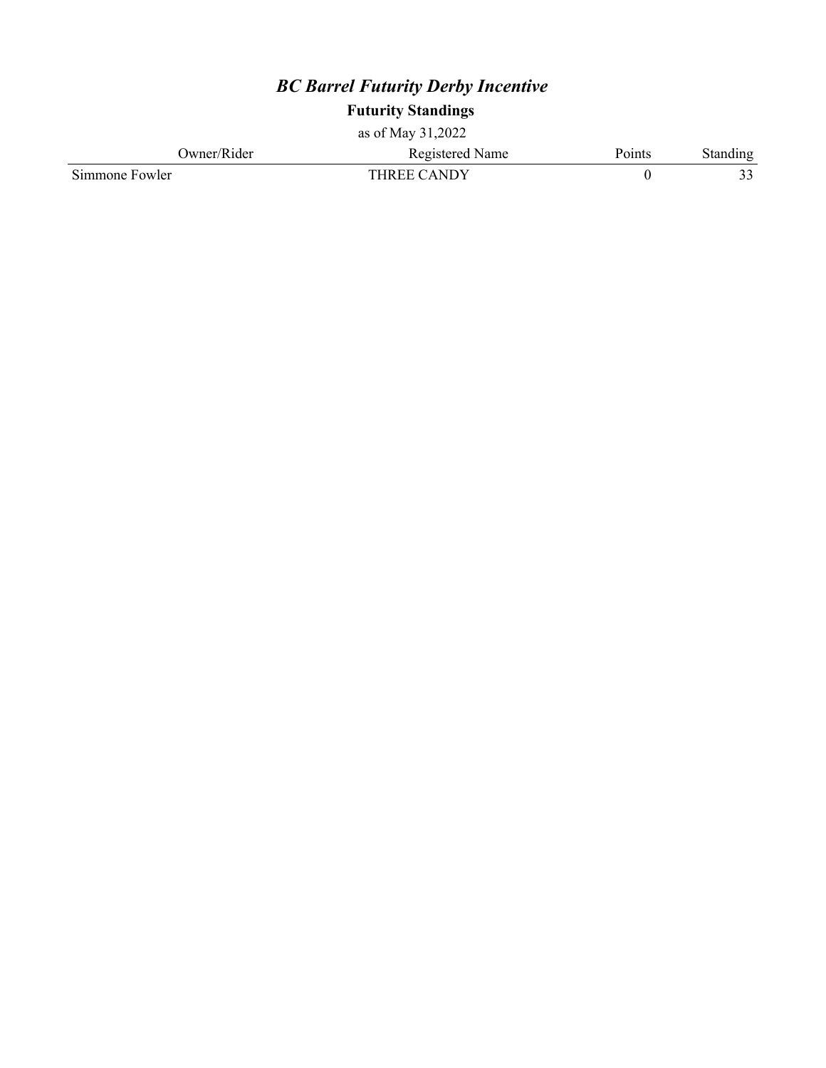# *BC Barrel Futurity Derby Incentive*

## Futurity Standings

as of May 31,2022

| Owner/Rider | Registered Name | Points | Standing |
|---|---|---|---|
| Simmone Fowler | THREE CANDY | 0 | 33 |